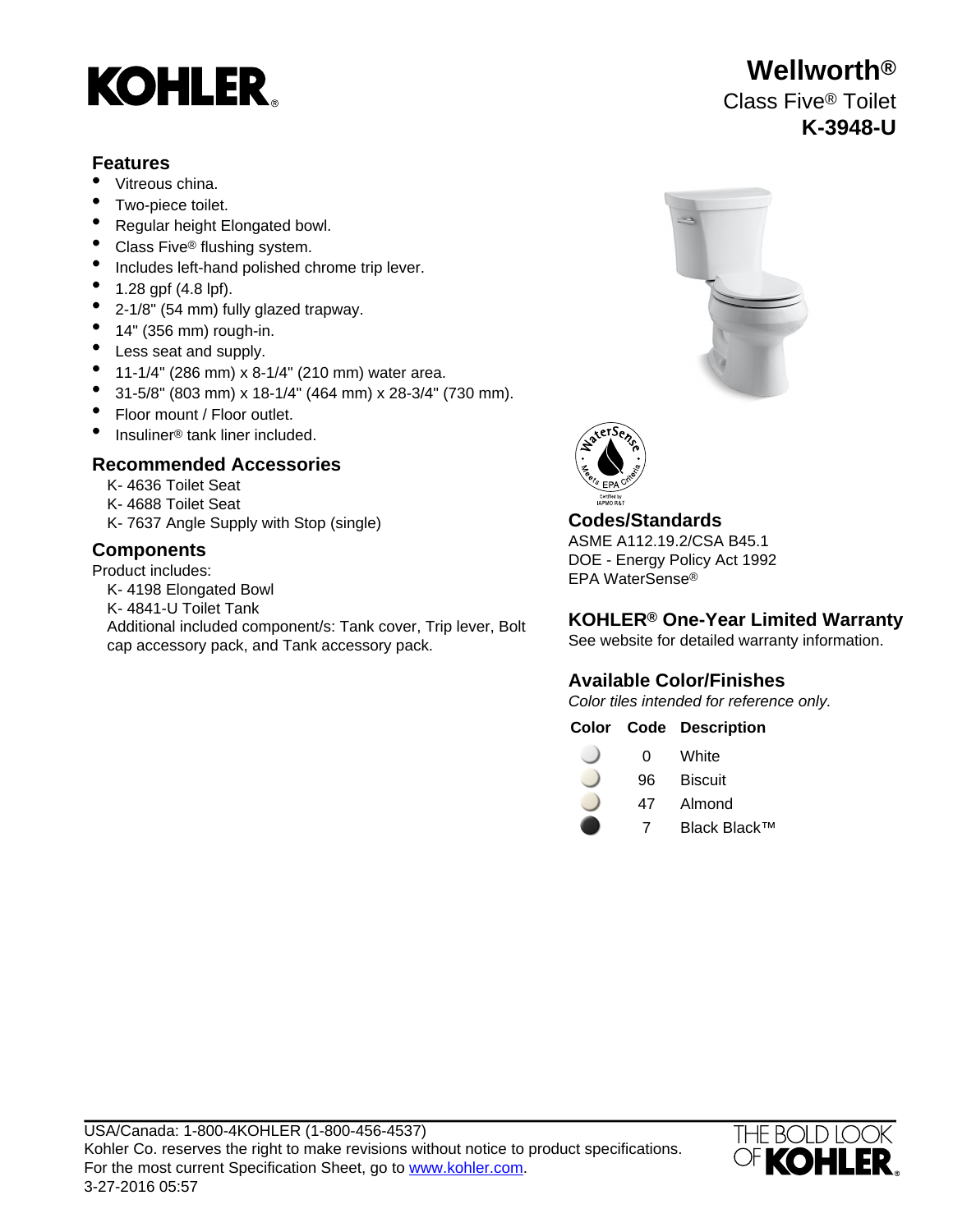# KOHLER

## Wellworth®
Class Five® Toilet
**K-3948-U**

## Features

- Vitreous china.
- Two-piece toilet.
- Regular height Elongated bowl.
- Class Five® flushing system.
- Includes left-hand polished chrome trip lever.
- 1.28 gpf (4.8 lpf).
- 2-1/8" (54 mm) fully glazed trapway.
- 14" (356 mm) rough-in.
- Less seat and supply.
- 11-1/4" (286 mm) x 8-1/4" (210 mm) water area.
- 31-5/8" (803 mm) x 18-1/4" (464 mm) x 28-3/4" (730 mm).
- Floor mount / Floor outlet.
- Insuliner® tank liner included.

## Recommended Accessories

K- 4636 Toilet Seat
K- 4688 Toilet Seat
K- 7637 Angle Supply with Stop (single)

## Components

Product includes:
K- 4198 Elongated Bowl
K- 4841-U Toilet Tank
Additional included component/s: Tank cover, Trip lever, Bolt cap accessory pack, and Tank accessory pack.

## Codes/Standards

ASME A112.19.2/CSA B45.1
DOE - Energy Policy Act 1992
EPA WaterSense®

## KOHLER® One-Year Limited Warranty

See website for detailed warranty information.

## Available Color/Finishes

*Color tiles intended for reference only.*

| Color | Code | Description |
| --- | --- | --- |
| | 0 | White |
| | 96 | Biscuit |
| | 47 | Almond |
| | 7 | Black Black™ |

USA/Canada: 1-800-4KOHLER (1-800-456-4537)
Kohler Co. reserves the right to make revisions without notice to product specifications.
For the most current Specification Sheet, go to www.kohler.com.
3-27-2016 05:57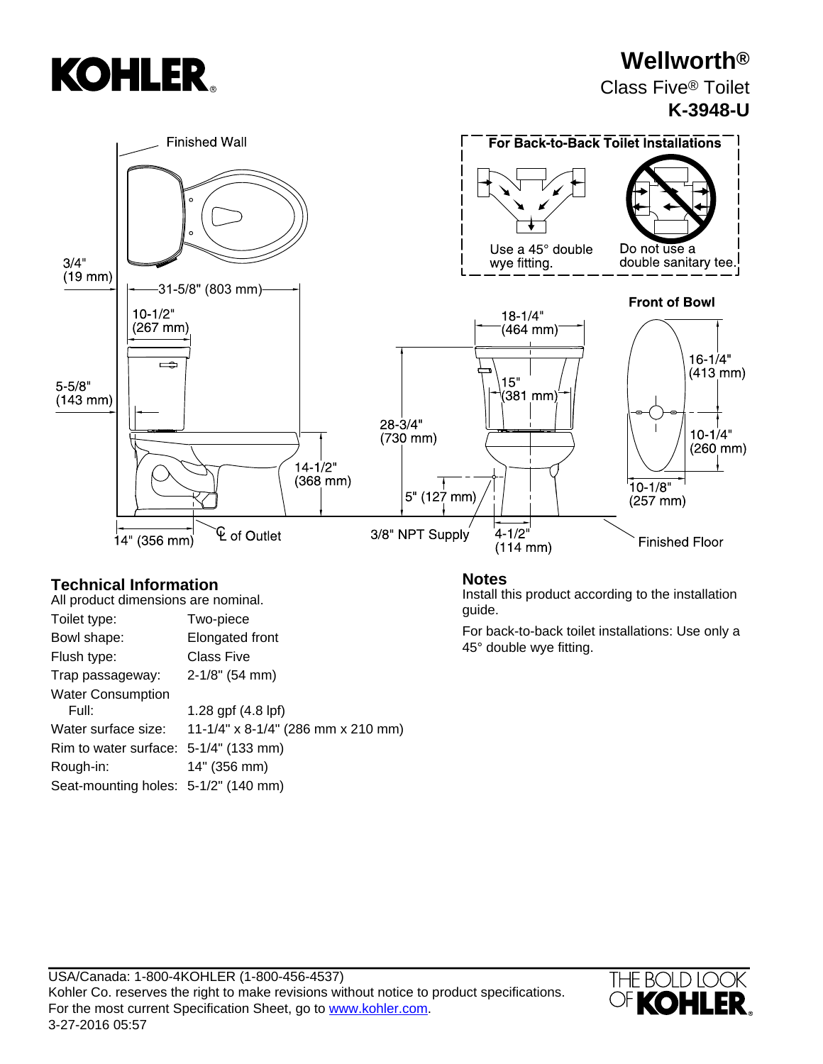# KOHLER

## Wellworth®

Class Five® Toilet

**K-3948-U**

Finished Wall

3/4"
(19 mm)

31-5/8" (803 mm)

10-1/2"
(267 mm)

5-5/8"
(143 mm)

14-1/2"
(368 mm)

14" (356 mm)

℄ of Outlet

**For Back-to-Back Toilet Installations**

Use a 45° double wye fitting.

Do not use a double sanitary tee.

18-1/4"
(464 mm)

15"
(381 mm)

28-3/4"
(730 mm)

5" (127 mm)

3/8" NPT Supply

4-1/2"
(114 mm)

**Front of Bowl**

16-1/4"
(413 mm)

10-1/4"
(260 mm)

10-1/8"
(257 mm)

Finished Floor

## Technical Information

All product dimensions are nominal.

| | |
|---|---|
| Toilet type: | Two-piece |
| Bowl shape: | Elongated front |
| Flush type: | Class Five |
| Trap passageway: | 2-1/8" (54 mm) |
| Water Consumption | |
| Full: | 1.28 gpf (4.8 lpf) |
| Water surface size: | 11-1/4" x 8-1/4" (286 mm x 210 mm) |
| Rim to water surface: | 5-1/4" (133 mm) |
| Rough-in: | 14" (356 mm) |
| Seat-mounting holes: | 5-1/2" (140 mm) |

## Notes

Install this product according to the installation guide.

For back-to-back toilet installations: Use only a 45° double wye fitting.

USA/Canada: 1-800-4KOHLER (1-800-456-4537)
Kohler Co. reserves the right to make revisions without notice to product specifications.
For the most current Specification Sheet, go to www.kohler.com.
3-27-2016 05:57

THE BOLD LOOK OF KOHLER.